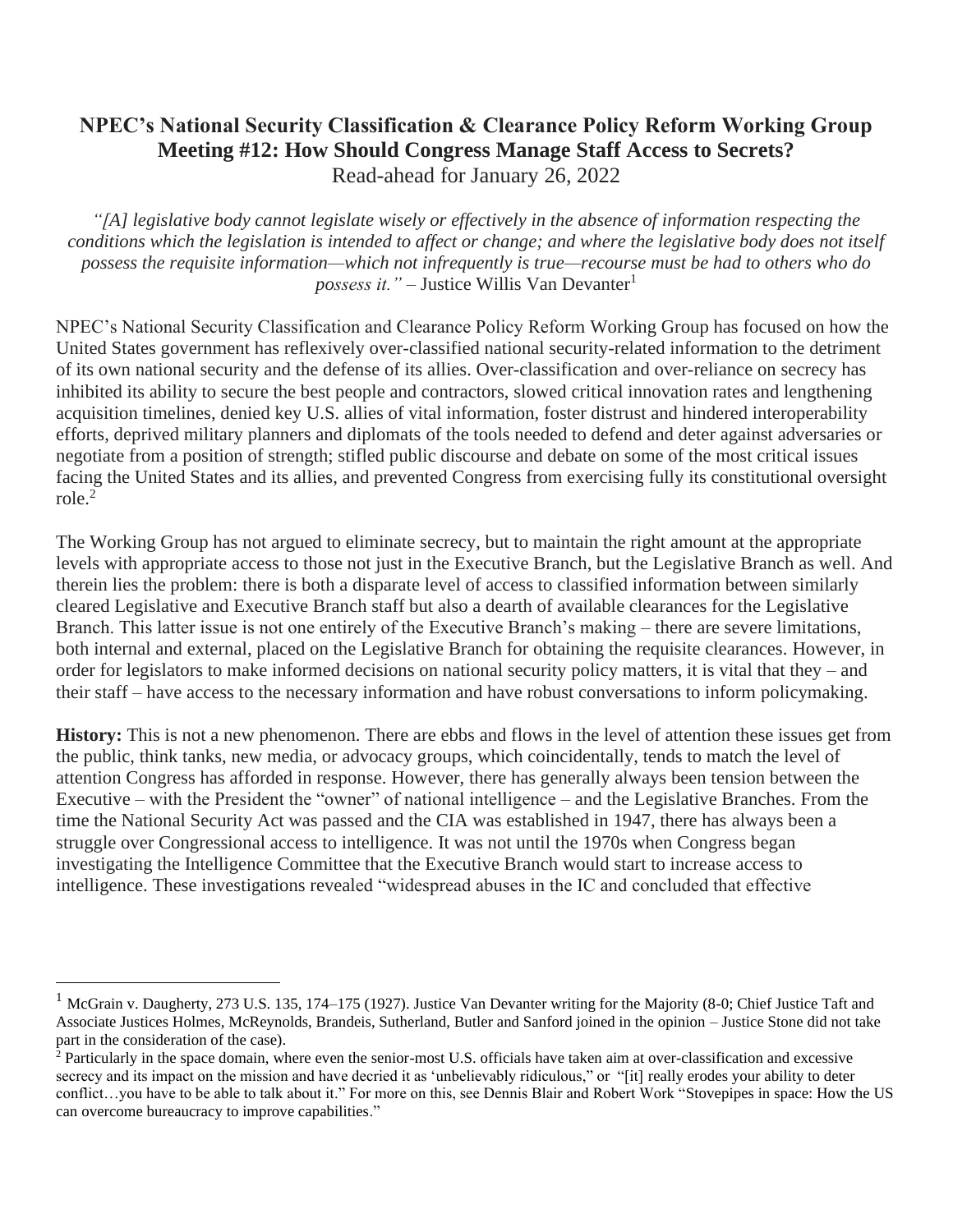# NPEC's National Security Classification & Clearance Policy Reform Working Group Meeting #12: How Should Congress Manage Staff Access to Secrets?

Read-ahead for January 26, 2022

*"[A] legislative body cannot legislate wisely or effectively in the absence of information respecting the conditions which the legislation is intended to affect or change; and where the legislative body does not itself possess the requisite information—which not infrequently is true—recourse must be had to others who do possess it."* – Justice Willis Van Devanter[1]

NPEC's National Security Classification and Clearance Policy Reform Working Group has focused on how the United States government has reflexively over-classified national security-related information to the detriment of its own national security and the defense of its allies. Over-classification and over-reliance on secrecy has inhibited its ability to secure the best people and contractors, slowed critical innovation rates and lengthening acquisition timelines, denied key U.S. allies of vital information, foster distrust and hindered interoperability efforts, deprived military planners and diplomats of the tools needed to defend and deter against adversaries or negotiate from a position of strength; stifled public discourse and debate on some of the most critical issues facing the United States and its allies, and prevented Congress from exercising fully its constitutional oversight role.[2]

The Working Group has not argued to eliminate secrecy, but to maintain the right amount at the appropriate levels with appropriate access to those not just in the Executive Branch, but the Legislative Branch as well. And therein lies the problem: there is both a disparate level of access to classified information between similarly cleared Legislative and Executive Branch staff but also a dearth of available clearances for the Legislative Branch. This latter issue is not one entirely of the Executive Branch's making – there are severe limitations, both internal and external, placed on the Legislative Branch for obtaining the requisite clearances. However, in order for legislators to make informed decisions on national security policy matters, it is vital that they – and their staff – have access to the necessary information and have robust conversations to inform policymaking.

**History:** This is not a new phenomenon. There are ebbs and flows in the level of attention these issues get from the public, think tanks, new media, or advocacy groups, which coincidentally, tends to match the level of attention Congress has afforded in response. However, there has generally always been tension between the Executive – with the President the "owner" of national intelligence – and the Legislative Branches. From the time the National Security Act was passed and the CIA was established in 1947, there has always been a struggle over Congressional access to intelligence. It was not until the 1970s when Congress began investigating the Intelligence Committee that the Executive Branch would start to increase access to intelligence. These investigations revealed "widespread abuses in the IC and concluded that effective

[1] McGrain v. Daugherty, 273 U.S. 135, 174–175 (1927). Justice Van Devanter writing for the Majority (8-0; Chief Justice Taft and Associate Justices Holmes, McReynolds, Brandeis, Sutherland, Butler and Sanford joined in the opinion – Justice Stone did not take part in the consideration of the case).

[2] Particularly in the space domain, where even the senior-most U.S. officials have taken aim at over-classification and excessive secrecy and its impact on the mission and have decried it as 'unbelievably ridiculous," or "[it] really erodes your ability to deter conflict…you have to be able to talk about it." For more on this, see Dennis Blair and Robert Work "Stovepipes in space: How the US can overcome bureaucracy to improve capabilities."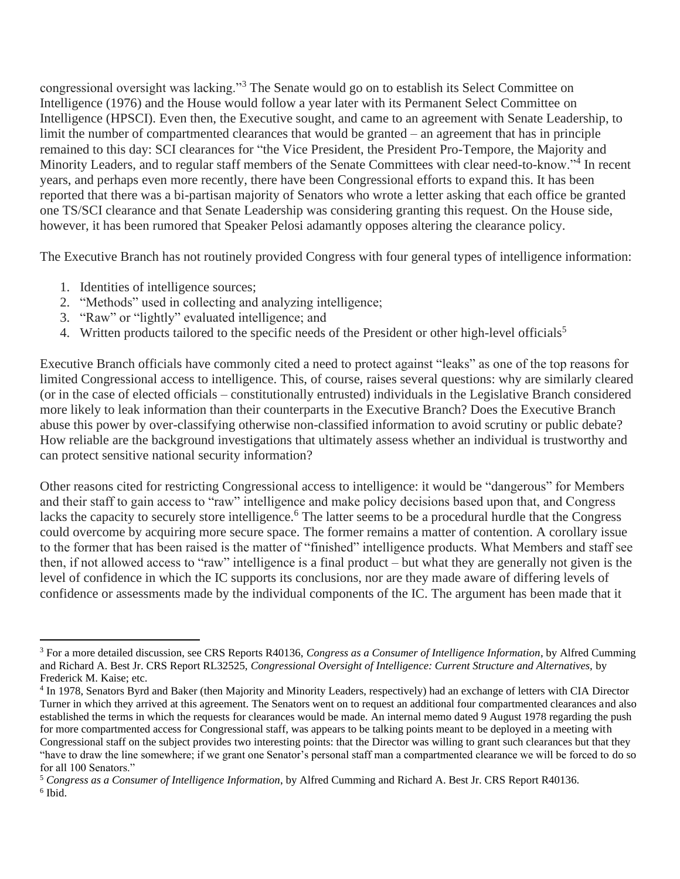congressional oversight was lacking."[3] The Senate would go on to establish its Select Committee on Intelligence (1976) and the House would follow a year later with its Permanent Select Committee on Intelligence (HPSCI). Even then, the Executive sought, and came to an agreement with Senate Leadership, to limit the number of compartmented clearances that would be granted – an agreement that has in principle remained to this day: SCI clearances for "the Vice President, the President Pro-Tempore, the Majority and Minority Leaders, and to regular staff members of the Senate Committees with clear need-to-know."[4] In recent years, and perhaps even more recently, there have been Congressional efforts to expand this. It has been reported that there was a bi-partisan majority of Senators who wrote a letter asking that each office be granted one TS/SCI clearance and that Senate Leadership was considering granting this request. On the House side, however, it has been rumored that Speaker Pelosi adamantly opposes altering the clearance policy.

The Executive Branch has not routinely provided Congress with four general types of intelligence information:

1. Identities of intelligence sources;
2. "Methods" used in collecting and analyzing intelligence;
3. "Raw" or "lightly" evaluated intelligence; and
4. Written products tailored to the specific needs of the President or other high-level officials[5]

Executive Branch officials have commonly cited a need to protect against "leaks" as one of the top reasons for limited Congressional access to intelligence. This, of course, raises several questions: why are similarly cleared (or in the case of elected officials – constitutionally entrusted) individuals in the Legislative Branch considered more likely to leak information than their counterparts in the Executive Branch? Does the Executive Branch abuse this power by over-classifying otherwise non-classified information to avoid scrutiny or public debate? How reliable are the background investigations that ultimately assess whether an individual is trustworthy and can protect sensitive national security information?

Other reasons cited for restricting Congressional access to intelligence: it would be "dangerous" for Members and their staff to gain access to "raw" intelligence and make policy decisions based upon that, and Congress lacks the capacity to securely store intelligence.[6] The latter seems to be a procedural hurdle that the Congress could overcome by acquiring more secure space. The former remains a matter of contention. A corollary issue to the former that has been raised is the matter of "finished" intelligence products. What Members and staff see then, if not allowed access to "raw" intelligence is a final product – but what they are generally not given is the level of confidence in which the IC supports its conclusions, nor are they made aware of differing levels of confidence or assessments made by the individual components of the IC. The argument has been made that it

---

[3] For a more detailed discussion, see CRS Reports R40136, *Congress as a Consumer of Intelligence Information*, by Alfred Cumming and Richard A. Best Jr. CRS Report RL32525, *Congressional Oversight of Intelligence: Current Structure and Alternatives,* by Frederick M. Kaise; etc.

[4] In 1978, Senators Byrd and Baker (then Majority and Minority Leaders, respectively) had an exchange of letters with CIA Director Turner in which they arrived at this agreement. The Senators went on to request an additional four compartmented clearances and also established the terms in which the requests for clearances would be made. An internal memo dated 9 August 1978 regarding the push for more compartmented access for Congressional staff, was appears to be talking points meant to be deployed in a meeting with Congressional staff on the subject provides two interesting points: that the Director was willing to grant such clearances but that they "have to draw the line somewhere; if we grant one Senator's personal staff man a compartmented clearance we will be forced to do so for all 100 Senators."

[5] *Congress as a Consumer of Intelligence Information*, by Alfred Cumming and Richard A. Best Jr. CRS Report R40136.

[6] Ibid.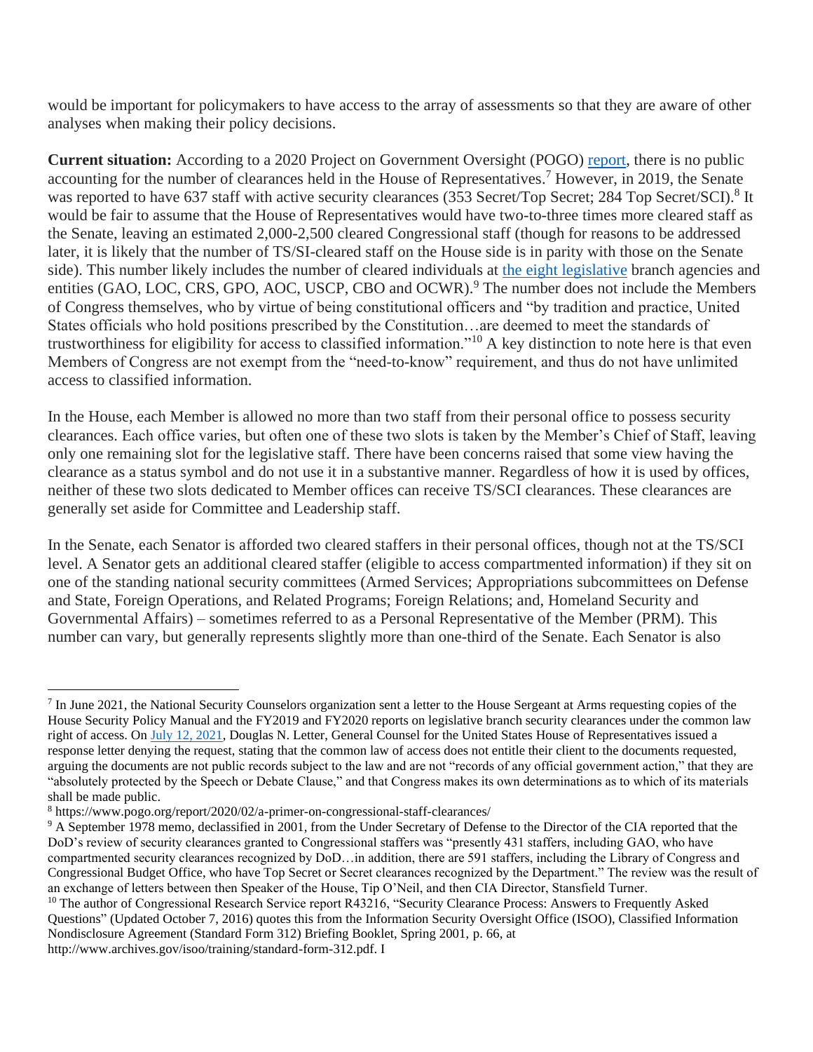would be important for policymakers to have access to the array of assessments so that they are aware of other analyses when making their policy decisions.

**Current situation:** According to a 2020 Project on Government Oversight (POGO) [report](https://www.pogo.org/report/2020/02/a-primer-on-congressional-staff-clearances/), there is no public accounting for the number of clearances held in the House of Representatives.[7] However, in 2019, the Senate was reported to have 637 staff with active security clearances (353 Secret/Top Secret; 284 Top Secret/SCI).[8] It would be fair to assume that the House of Representatives would have two-to-three times more cleared staff as the Senate, leaving an estimated 2,000-2,500 cleared Congressional staff (though for reasons to be addressed later, it is likely that the number of TS/SI-cleared staff on the House side is in parity with those on the Senate side). This number likely includes the number of cleared individuals at the eight legislative branch agencies and entities (GAO, LOC, CRS, GPO, AOC, USCP, CBO and OCWR).[9] The number does not include the Members of Congress themselves, who by virtue of being constitutional officers and "by tradition and practice, United States officials who hold positions prescribed by the Constitution…are deemed to meet the standards of trustworthiness for eligibility for access to classified information."[10] A key distinction to note here is that even Members of Congress are not exempt from the "need-to-know" requirement, and thus do not have unlimited access to classified information.

In the House, each Member is allowed no more than two staff from their personal office to possess security clearances. Each office varies, but often one of these two slots is taken by the Member's Chief of Staff, leaving only one remaining slot for the legislative staff. There have been concerns raised that some view having the clearance as a status symbol and do not use it in a substantive manner. Regardless of how it is used by offices, neither of these two slots dedicated to Member offices can receive TS/SCI clearances. These clearances are generally set aside for Committee and Leadership staff.

In the Senate, each Senator is afforded two cleared staffers in their personal offices, though not at the TS/SCI level. A Senator gets an additional cleared staffer (eligible to access compartmented information) if they sit on one of the standing national security committees (Armed Services; Appropriations subcommittees on Defense and State, Foreign Operations, and Related Programs; Foreign Relations; and, Homeland Security and Governmental Affairs) – sometimes referred to as a Personal Representative of the Member (PRM). This number can vary, but generally represents slightly more than one-third of the Senate. Each Senator is also

---

[7] In June 2021, the National Security Counselors organization sent a letter to the House Sergeant at Arms requesting copies of the House Security Policy Manual and the FY2019 and FY2020 reports on legislative branch security clearances under the common law right of access. On July 12, 2021, Douglas N. Letter, General Counsel for the United States House of Representatives issued a response letter denying the request, stating that the common law of access does not entitle their client to the documents requested, arguing the documents are not public records subject to the law and are not "records of any official government action," that they are "absolutely protected by the Speech or Debate Clause," and that Congress makes its own determinations as to which of its materials shall be made public.

[8] https://www.pogo.org/report/2020/02/a-primer-on-congressional-staff-clearances/

[9] A September 1978 memo, declassified in 2001, from the Under Secretary of Defense to the Director of the CIA reported that the DoD's review of security clearances granted to Congressional staffers was "presently 431 staffers, including GAO, who have compartmented security clearances recognized by DoD…in addition, there are 591 staffers, including the Library of Congress and Congressional Budget Office, who have Top Secret or Secret clearances recognized by the Department." The review was the result of an exchange of letters between then Speaker of the House, Tip O'Neil, and then CIA Director, Stansfield Turner.

[10] The author of Congressional Research Service report R43216, "Security Clearance Process: Answers to Frequently Asked Questions" (Updated October 7, 2016) quotes this from the Information Security Oversight Office (ISOO), Classified Information Nondisclosure Agreement (Standard Form 312) Briefing Booklet, Spring 2001, p. 66, at http://www.archives.gov/isoo/training/standard-form-312.pdf. I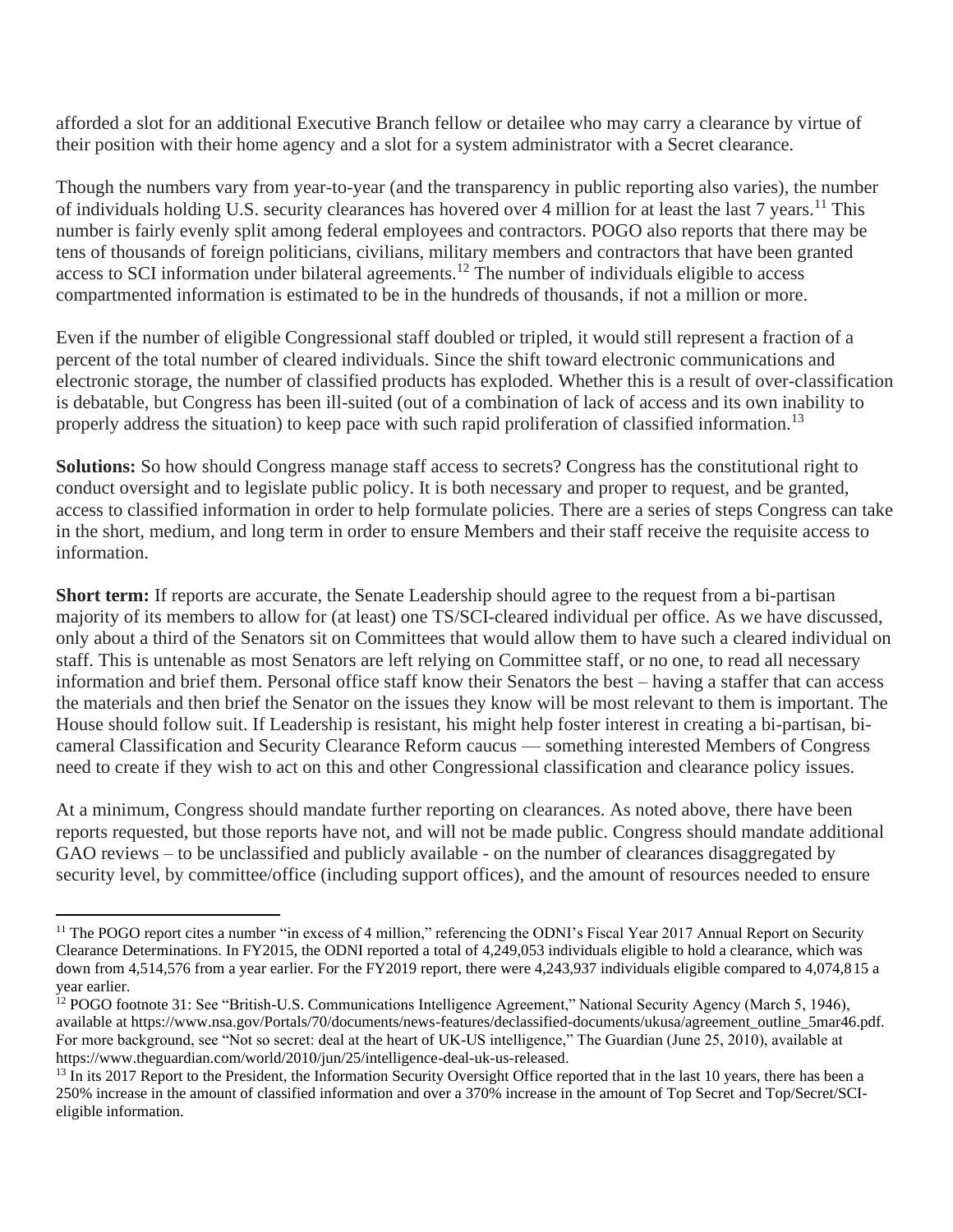afforded a slot for an additional Executive Branch fellow or detailee who may carry a clearance by virtue of their position with their home agency and a slot for a system administrator with a Secret clearance.

Though the numbers vary from year-to-year (and the transparency in public reporting also varies), the number of individuals holding U.S. security clearances has hovered over 4 million for at least the last 7 years.[11] This number is fairly evenly split among federal employees and contractors. POGO also reports that there may be tens of thousands of foreign politicians, civilians, military members and contractors that have been granted access to SCI information under bilateral agreements.[12] The number of individuals eligible to access compartmented information is estimated to be in the hundreds of thousands, if not a million or more.

Even if the number of eligible Congressional staff doubled or tripled, it would still represent a fraction of a percent of the total number of cleared individuals. Since the shift toward electronic communications and electronic storage, the number of classified products has exploded. Whether this is a result of over-classification is debatable, but Congress has been ill-suited (out of a combination of lack of access and its own inability to properly address the situation) to keep pace with such rapid proliferation of classified information.[13]

**Solutions:** So how should Congress manage staff access to secrets? Congress has the constitutional right to conduct oversight and to legislate public policy. It is both necessary and proper to request, and be granted, access to classified information in order to help formulate policies. There are a series of steps Congress can take in the short, medium, and long term in order to ensure Members and their staff receive the requisite access to information.

**Short term:** If reports are accurate, the Senate Leadership should agree to the request from a bi-partisan majority of its members to allow for (at least) one TS/SCI-cleared individual per office. As we have discussed, only about a third of the Senators sit on Committees that would allow them to have such a cleared individual on staff. This is untenable as most Senators are left relying on Committee staff, or no one, to read all necessary information and brief them. Personal office staff know their Senators the best – having a staffer that can access the materials and then brief the Senator on the issues they know will be most relevant to them is important. The House should follow suit. If Leadership is resistant, his might help foster interest in creating a bi-partisan, bi-cameral Classification and Security Clearance Reform caucus — something interested Members of Congress need to create if they wish to act on this and other Congressional classification and clearance policy issues.

At a minimum, Congress should mandate further reporting on clearances. As noted above, there have been reports requested, but those reports have not, and will not be made public. Congress should mandate additional GAO reviews – to be unclassified and publicly available - on the number of clearances disaggregated by security level, by committee/office (including support offices), and the amount of resources needed to ensure

---

[11] The POGO report cites a number "in excess of 4 million," referencing the ODNI's Fiscal Year 2017 Annual Report on Security Clearance Determinations. In FY2015, the ODNI reported a total of 4,249,053 individuals eligible to hold a clearance, which was down from 4,514,576 from a year earlier. For the FY2019 report, there were 4,243,937 individuals eligible compared to 4,074,815 a year earlier.

[12] POGO footnote 31: See "British-U.S. Communications Intelligence Agreement," National Security Agency (March 5, 1946), available at https://www.nsa.gov/Portals/70/documents/news-features/declassified-documents/ukusa/agreement_outline_5mar46.pdf. For more background, see "Not so secret: deal at the heart of UK-US intelligence," The Guardian (June 25, 2010), available at https://www.theguardian.com/world/2010/jun/25/intelligence-deal-uk-us-released.

[13] In its 2017 Report to the President, the Information Security Oversight Office reported that in the last 10 years, there has been a 250% increase in the amount of classified information and over a 370% increase in the amount of Top Secret and Top/Secret/SCI-eligible information.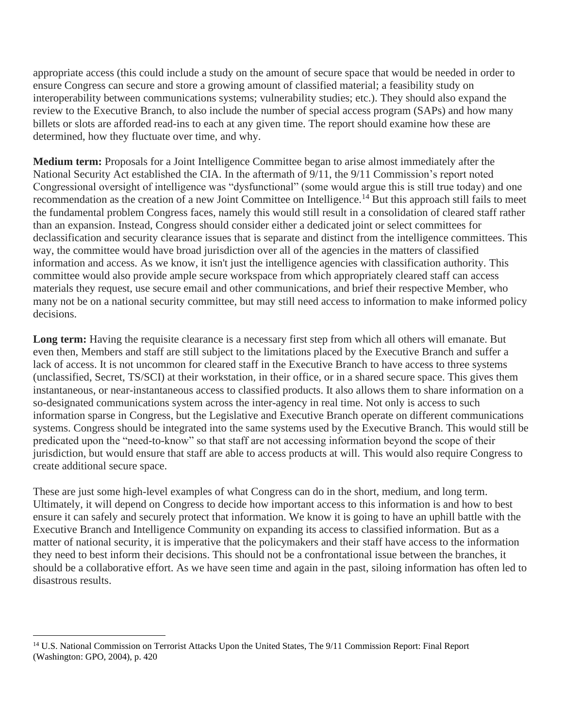appropriate access (this could include a study on the amount of secure space that would be needed in order to ensure Congress can secure and store a growing amount of classified material; a feasibility study on interoperability between communications systems; vulnerability studies; etc.). They should also expand the review to the Executive Branch, to also include the number of special access program (SAPs) and how many billets or slots are afforded read-ins to each at any given time. The report should examine how these are determined, how they fluctuate over time, and why.

**Medium term:** Proposals for a Joint Intelligence Committee began to arise almost immediately after the National Security Act established the CIA. In the aftermath of 9/11, the 9/11 Commission's report noted Congressional oversight of intelligence was "dysfunctional" (some would argue this is still true today) and one recommendation as the creation of a new Joint Committee on Intelligence.[14] But this approach still fails to meet the fundamental problem Congress faces, namely this would still result in a consolidation of cleared staff rather than an expansion. Instead, Congress should consider either a dedicated joint or select committees for declassification and security clearance issues that is separate and distinct from the intelligence committees. This way, the committee would have broad jurisdiction over all of the agencies in the matters of classified information and access. As we know, it isn't just the intelligence agencies with classification authority. This committee would also provide ample secure workspace from which appropriately cleared staff can access materials they request, use secure email and other communications, and brief their respective Member, who many not be on a national security committee, but may still need access to information to make informed policy decisions.

**Long term:** Having the requisite clearance is a necessary first step from which all others will emanate. But even then, Members and staff are still subject to the limitations placed by the Executive Branch and suffer a lack of access. It is not uncommon for cleared staff in the Executive Branch to have access to three systems (unclassified, Secret, TS/SCI) at their workstation, in their office, or in a shared secure space. This gives them instantaneous, or near-instantaneous access to classified products. It also allows them to share information on a so-designated communications system across the inter-agency in real time. Not only is access to such information sparse in Congress, but the Legislative and Executive Branch operate on different communications systems. Congress should be integrated into the same systems used by the Executive Branch. This would still be predicated upon the "need-to-know" so that staff are not accessing information beyond the scope of their jurisdiction, but would ensure that staff are able to access products at will. This would also require Congress to create additional secure space.

These are just some high-level examples of what Congress can do in the short, medium, and long term. Ultimately, it will depend on Congress to decide how important access to this information is and how to best ensure it can safely and securely protect that information. We know it is going to have an uphill battle with the Executive Branch and Intelligence Community on expanding its access to classified information. But as a matter of national security, it is imperative that the policymakers and their staff have access to the information they need to best inform their decisions. This should not be a confrontational issue between the branches, it should be a collaborative effort. As we have seen time and again in the past, siloing information has often led to disastrous results.

---

[14] U.S. National Commission on Terrorist Attacks Upon the United States, The 9/11 Commission Report: Final Report (Washington: GPO, 2004), p. 420